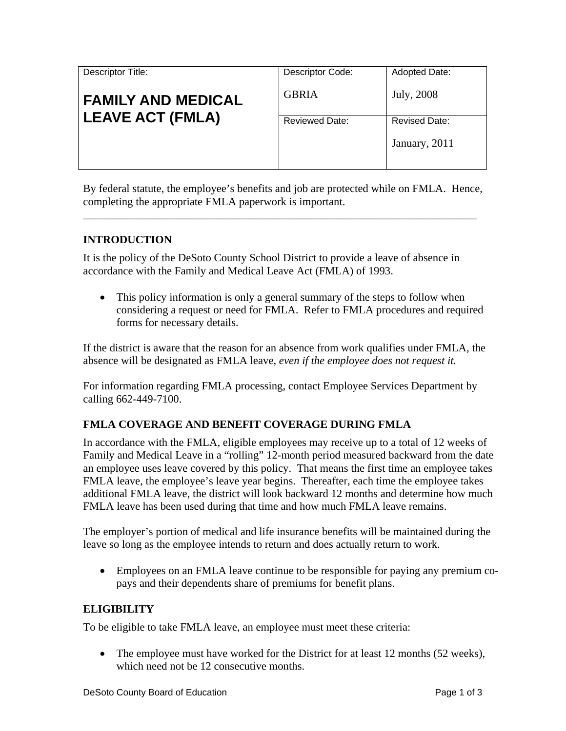| Descriptor Title: | Descriptor Code: | Adopted Date: |
|---|---|---|
| **FAMILY AND MEDICAL LEAVE ACT (FMLA)** | GBRIA | July, 2008 |
| | Reviewed Date: | Revised Date: |
| | | January, 2011 |

By federal statute, the employee's benefits and job are protected while on FMLA. Hence, completing the appropriate FMLA paperwork is important.

---

## INTRODUCTION

It is the policy of the DeSoto County School District to provide a leave of absence in accordance with the Family and Medical Leave Act (FMLA) of 1993.

- This policy information is only a general summary of the steps to follow when considering a request or need for FMLA. Refer to FMLA procedures and required forms for necessary details.

If the district is aware that the reason for an absence from work qualifies under FMLA, the absence will be designated as FMLA leave, *even if the employee does not request it.*

For information regarding FMLA processing, contact Employee Services Department by calling 662-449-7100.

## FMLA COVERAGE AND BENEFIT COVERAGE DURING FMLA

In accordance with the FMLA, eligible employees may receive up to a total of 12 weeks of Family and Medical Leave in a "rolling" 12-month period measured backward from the date an employee uses leave covered by this policy. That means the first time an employee takes FMLA leave, the employee's leave year begins. Thereafter, each time the employee takes additional FMLA leave, the district will look backward 12 months and determine how much FMLA leave has been used during that time and how much FMLA leave remains.

The employer's portion of medical and life insurance benefits will be maintained during the leave so long as the employee intends to return and does actually return to work.

- Employees on an FMLA leave continue to be responsible for paying any premium co-pays and their dependents share of premiums for benefit plans.

## ELIGIBILITY

To be eligible to take FMLA leave, an employee must meet these criteria:

- The employee must have worked for the District for at least 12 months (52 weeks), which need not be 12 consecutive months.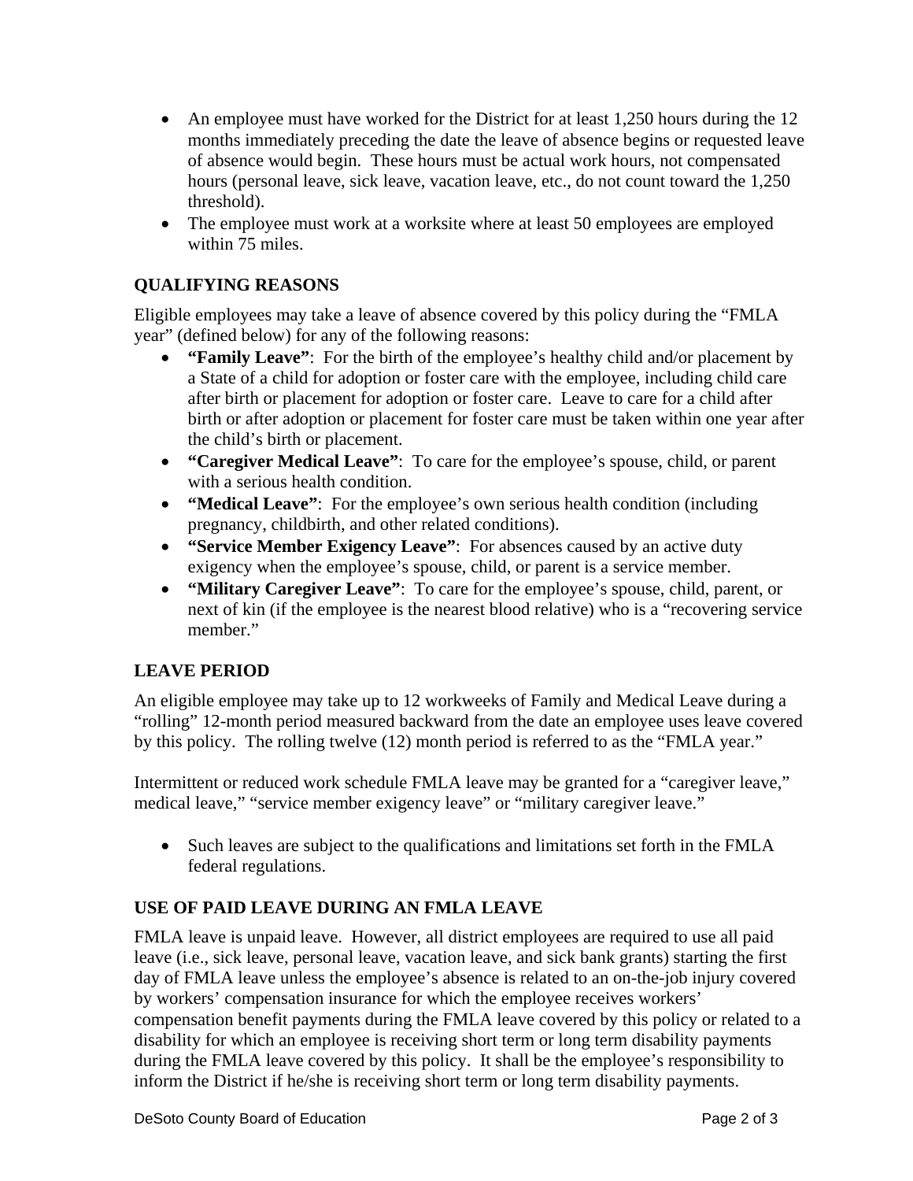- An employee must have worked for the District for at least 1,250 hours during the 12 months immediately preceding the date the leave of absence begins or requested leave of absence would begin. These hours must be actual work hours, not compensated hours (personal leave, sick leave, vacation leave, etc., do not count toward the 1,250 threshold).
- The employee must work at a worksite where at least 50 employees are employed within 75 miles.

### QUALIFYING REASONS

Eligible employees may take a leave of absence covered by this policy during the "FMLA year" (defined below) for any of the following reasons:

- **"Family Leave"**: For the birth of the employee's healthy child and/or placement by a State of a child for adoption or foster care with the employee, including child care after birth or placement for adoption or foster care. Leave to care for a child after birth or after adoption or placement for foster care must be taken within one year after the child's birth or placement.
- **"Caregiver Medical Leave"**: To care for the employee's spouse, child, or parent with a serious health condition.
- **"Medical Leave"**: For the employee's own serious health condition (including pregnancy, childbirth, and other related conditions).
- **"Service Member Exigency Leave"**: For absences caused by an active duty exigency when the employee's spouse, child, or parent is a service member.
- **"Military Caregiver Leave"**: To care for the employee's spouse, child, parent, or next of kin (if the employee is the nearest blood relative) who is a "recovering service member."

### LEAVE PERIOD

An eligible employee may take up to 12 workweeks of Family and Medical Leave during a "rolling" 12-month period measured backward from the date an employee uses leave covered by this policy. The rolling twelve (12) month period is referred to as the "FMLA year."

Intermittent or reduced work schedule FMLA leave may be granted for a "caregiver leave," medical leave," "service member exigency leave" or "military caregiver leave."

- Such leaves are subject to the qualifications and limitations set forth in the FMLA federal regulations.

### USE OF PAID LEAVE DURING AN FMLA LEAVE

FMLA leave is unpaid leave. However, all district employees are required to use all paid leave (i.e., sick leave, personal leave, vacation leave, and sick bank grants) starting the first day of FMLA leave unless the employee's absence is related to an on-the-job injury covered by workers' compensation insurance for which the employee receives workers' compensation benefit payments during the FMLA leave covered by this policy or related to a disability for which an employee is receiving short term or long term disability payments during the FMLA leave covered by this policy. It shall be the employee's responsibility to inform the District if he/she is receiving short term or long term disability payments.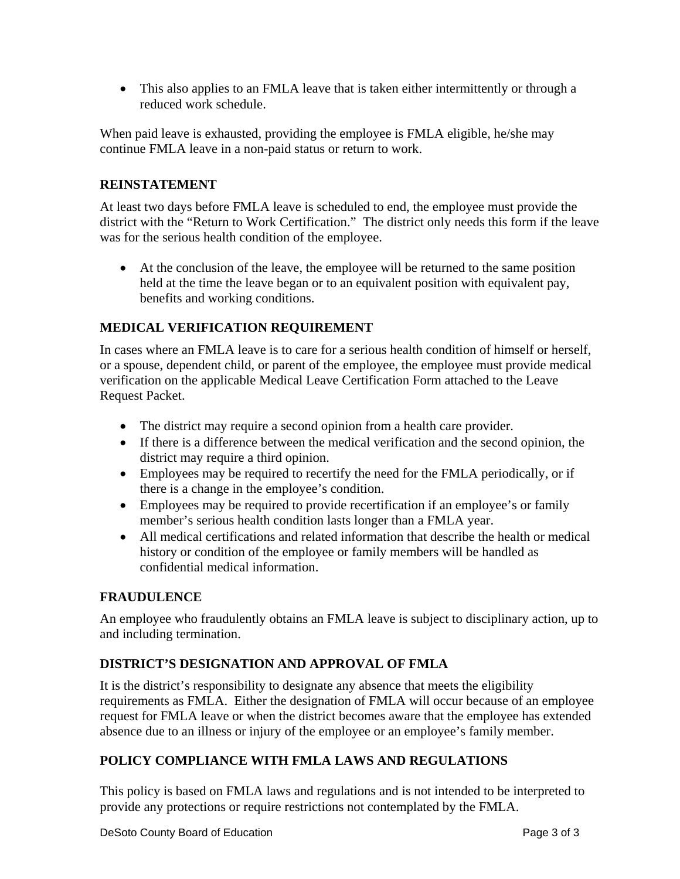- This also applies to an FMLA leave that is taken either intermittently or through a reduced work schedule.

When paid leave is exhausted, providing the employee is FMLA eligible, he/she may continue FMLA leave in a non-paid status or return to work.

## REINSTATEMENT

At least two days before FMLA leave is scheduled to end, the employee must provide the district with the "Return to Work Certification." The district only needs this form if the leave was for the serious health condition of the employee.

- At the conclusion of the leave, the employee will be returned to the same position held at the time the leave began or to an equivalent position with equivalent pay, benefits and working conditions.

## MEDICAL VERIFICATION REQUIREMENT

In cases where an FMLA leave is to care for a serious health condition of himself or herself, or a spouse, dependent child, or parent of the employee, the employee must provide medical verification on the applicable Medical Leave Certification Form attached to the Leave Request Packet.

- The district may require a second opinion from a health care provider.
- If there is a difference between the medical verification and the second opinion, the district may require a third opinion.
- Employees may be required to recertify the need for the FMLA periodically, or if there is a change in the employee's condition.
- Employees may be required to provide recertification if an employee's or family member's serious health condition lasts longer than a FMLA year.
- All medical certifications and related information that describe the health or medical history or condition of the employee or family members will be handled as confidential medical information.

## FRAUDULENCE

An employee who fraudulently obtains an FMLA leave is subject to disciplinary action, up to and including termination.

## DISTRICT'S DESIGNATION AND APPROVAL OF FMLA

It is the district's responsibility to designate any absence that meets the eligibility requirements as FMLA. Either the designation of FMLA will occur because of an employee request for FMLA leave or when the district becomes aware that the employee has extended absence due to an illness or injury of the employee or an employee's family member.

## POLICY COMPLIANCE WITH FMLA LAWS AND REGULATIONS

This policy is based on FMLA laws and regulations and is not intended to be interpreted to provide any protections or require restrictions not contemplated by the FMLA.